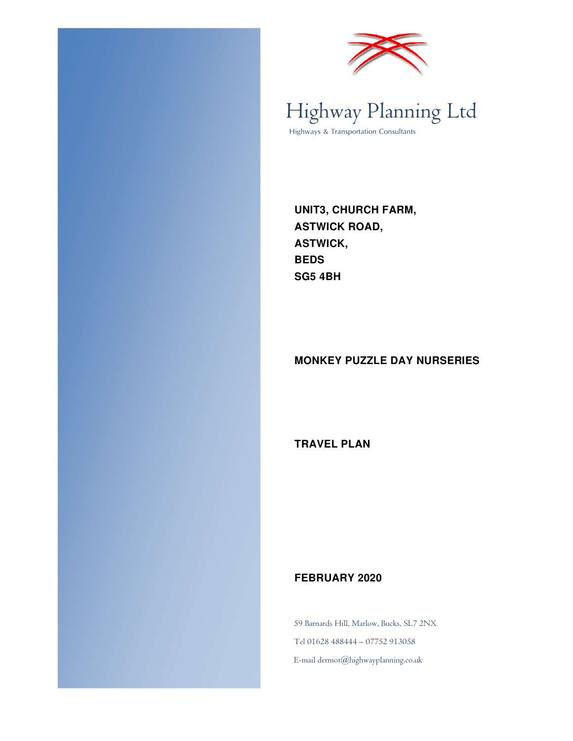Highway Planning Ltd

Highways & Transportation Consultants

**UNIT3, CHURCH FARM,**
**ASTWICK ROAD,**
**ASTWICK,**
**BEDS**
**SG5 4BH**

**MONKEY PUZZLE DAY NURSERIES**

**TRAVEL PLAN**

**FEBRUARY 2020**

59 Barnards Hill, Marlow, Bucks, SL7 2NX

Tel 01628 488444 – 07752 913058

E-mail dermot@highwayplanning.co.uk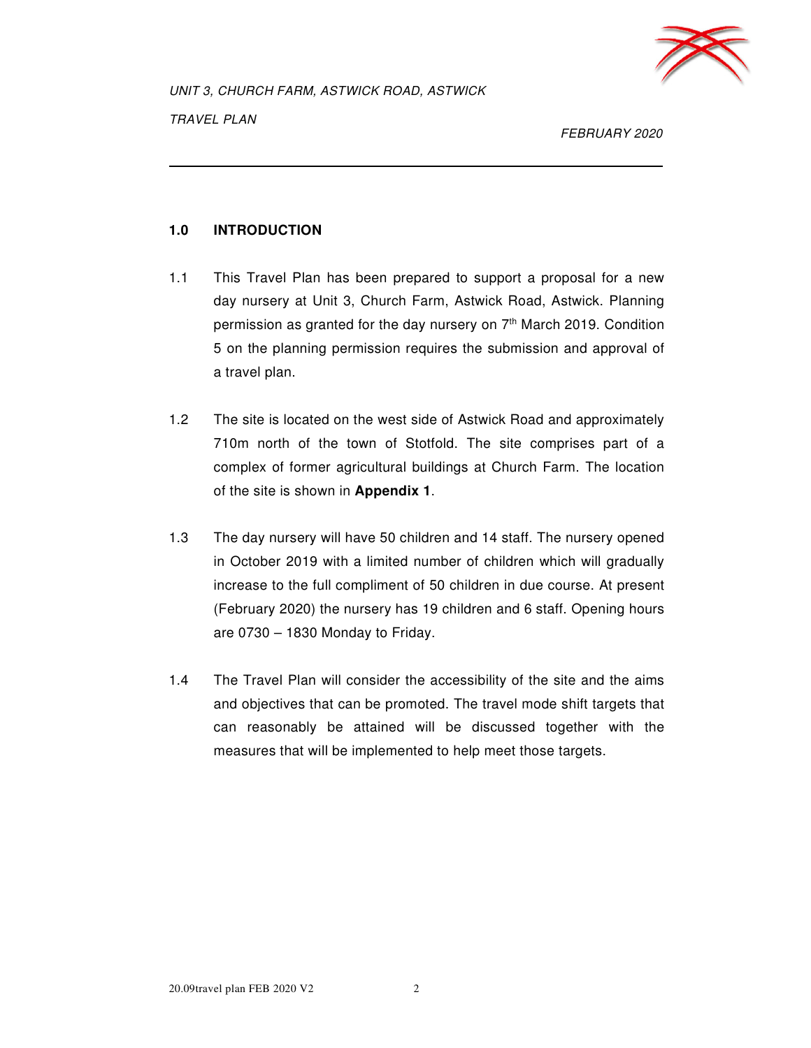## 1.0 INTRODUCTION

1.1 This Travel Plan has been prepared to support a proposal for a new day nursery at Unit 3, Church Farm, Astwick Road, Astwick. Planning permission as granted for the day nursery on 7th March 2019. Condition 5 on the planning permission requires the submission and approval of a travel plan.

1.2 The site is located on the west side of Astwick Road and approximately 710m north of the town of Stotfold. The site comprises part of a complex of former agricultural buildings at Church Farm. The location of the site is shown in **Appendix 1**.

1.3 The day nursery will have 50 children and 14 staff. The nursery opened in October 2019 with a limited number of children which will gradually increase to the full compliment of 50 children in due course. At present (February 2020) the nursery has 19 children and 6 staff. Opening hours are 0730 – 1830 Monday to Friday.

1.4 The Travel Plan will consider the accessibility of the site and the aims and objectives that can be promoted. The travel mode shift targets that can reasonably be attained will be discussed together with the measures that will be implemented to help meet those targets.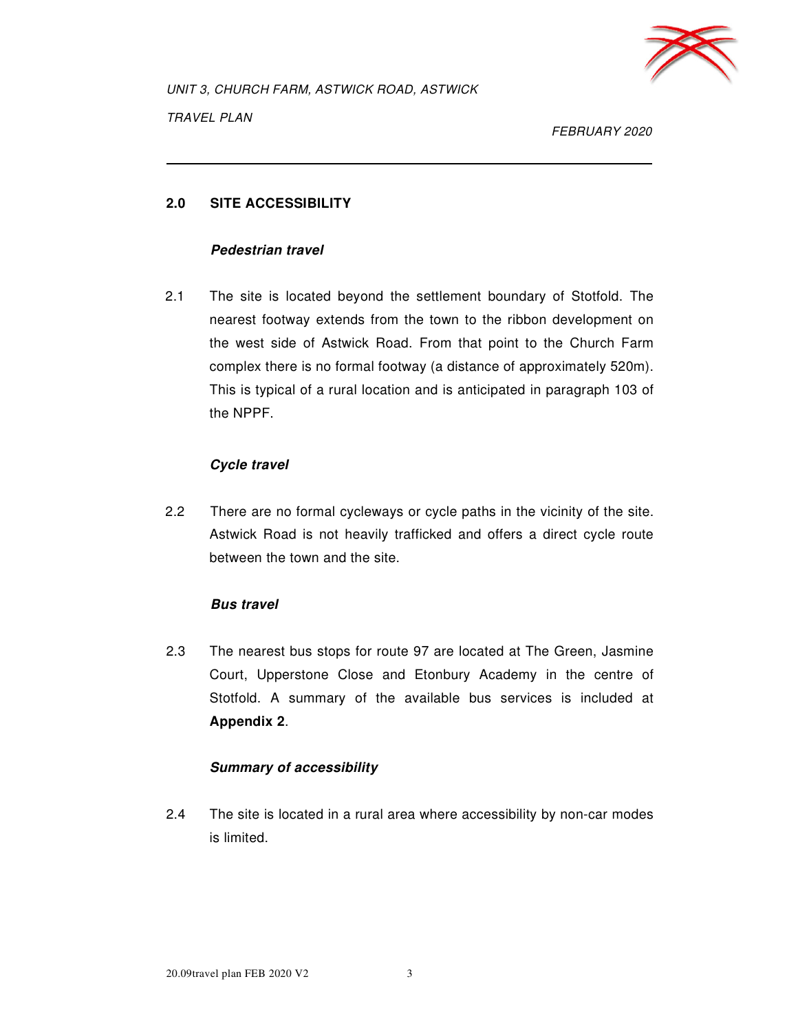## 2.0 SITE ACCESSIBILITY

***Pedestrian travel***

2.1 The site is located beyond the settlement boundary of Stotfold. The nearest footway extends from the town to the ribbon development on the west side of Astwick Road. From that point to the Church Farm complex there is no formal footway (a distance of approximately 520m). This is typical of a rural location and is anticipated in paragraph 103 of the NPPF.

***Cycle travel***

2.2 There are no formal cycleways or cycle paths in the vicinity of the site. Astwick Road is not heavily trafficked and offers a direct cycle route between the town and the site.

***Bus travel***

2.3 The nearest bus stops for route 97 are located at The Green, Jasmine Court, Upperstone Close and Etonbury Academy in the centre of Stotfold. A summary of the available bus services is included at **Appendix 2**.

***Summary of accessibility***

2.4 The site is located in a rural area where accessibility by non-car modes is limited.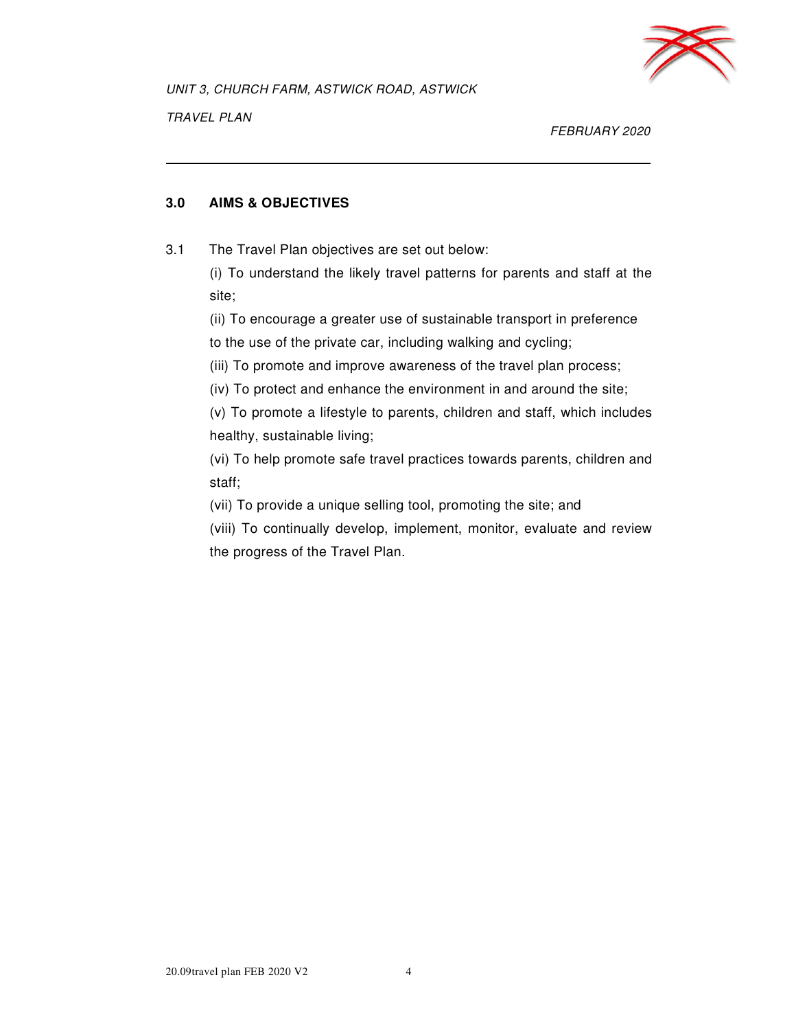## 3.0 AIMS & OBJECTIVES

3.1 The Travel Plan objectives are set out below:

(i) To understand the likely travel patterns for parents and staff at the site;

(ii) To encourage a greater use of sustainable transport in preference to the use of the private car, including walking and cycling;

(iii) To promote and improve awareness of the travel plan process;

(iv) To protect and enhance the environment in and around the site;

(v) To promote a lifestyle to parents, children and staff, which includes healthy, sustainable living;

(vi) To help promote safe travel practices towards parents, children and staff;

(vii) To provide a unique selling tool, promoting the site; and

(viii) To continually develop, implement, monitor, evaluate and review the progress of the Travel Plan.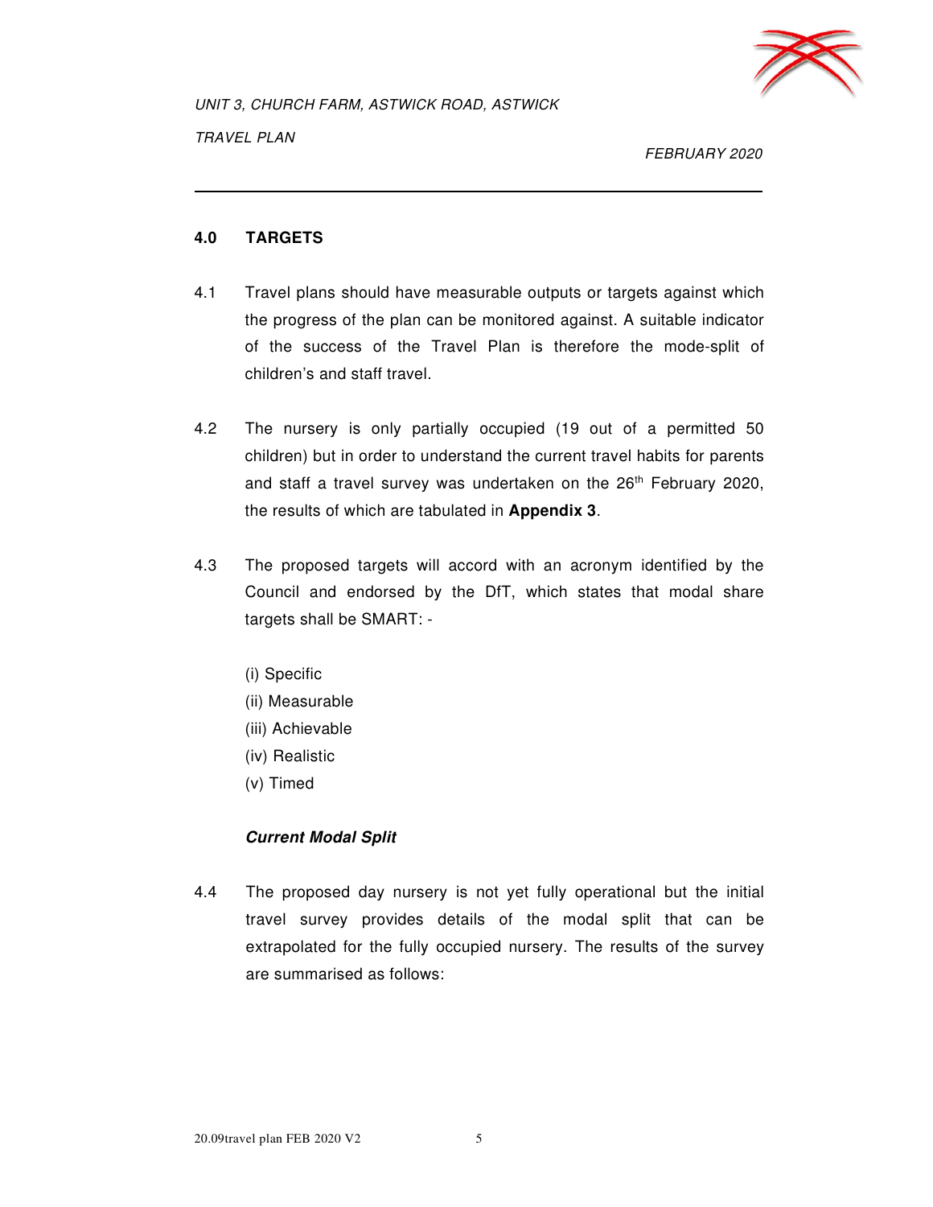## 4.0 TARGETS

4.1 Travel plans should have measurable outputs or targets against which the progress of the plan can be monitored against. A suitable indicator of the success of the Travel Plan is therefore the mode-split of children's and staff travel.

4.2 The nursery is only partially occupied (19 out of a permitted 50 children) but in order to understand the current travel habits for parents and staff a travel survey was undertaken on the 26th February 2020, the results of which are tabulated in **Appendix 3**.

4.3 The proposed targets will accord with an acronym identified by the Council and endorsed by the DfT, which states that modal share targets shall be SMART: -

(i) Specific
(ii) Measurable
(iii) Achievable
(iv) Realistic
(v) Timed

***Current Modal Split***

4.4 The proposed day nursery is not yet fully operational but the initial travel survey provides details of the modal split that can be extrapolated for the fully occupied nursery. The results of the survey are summarised as follows: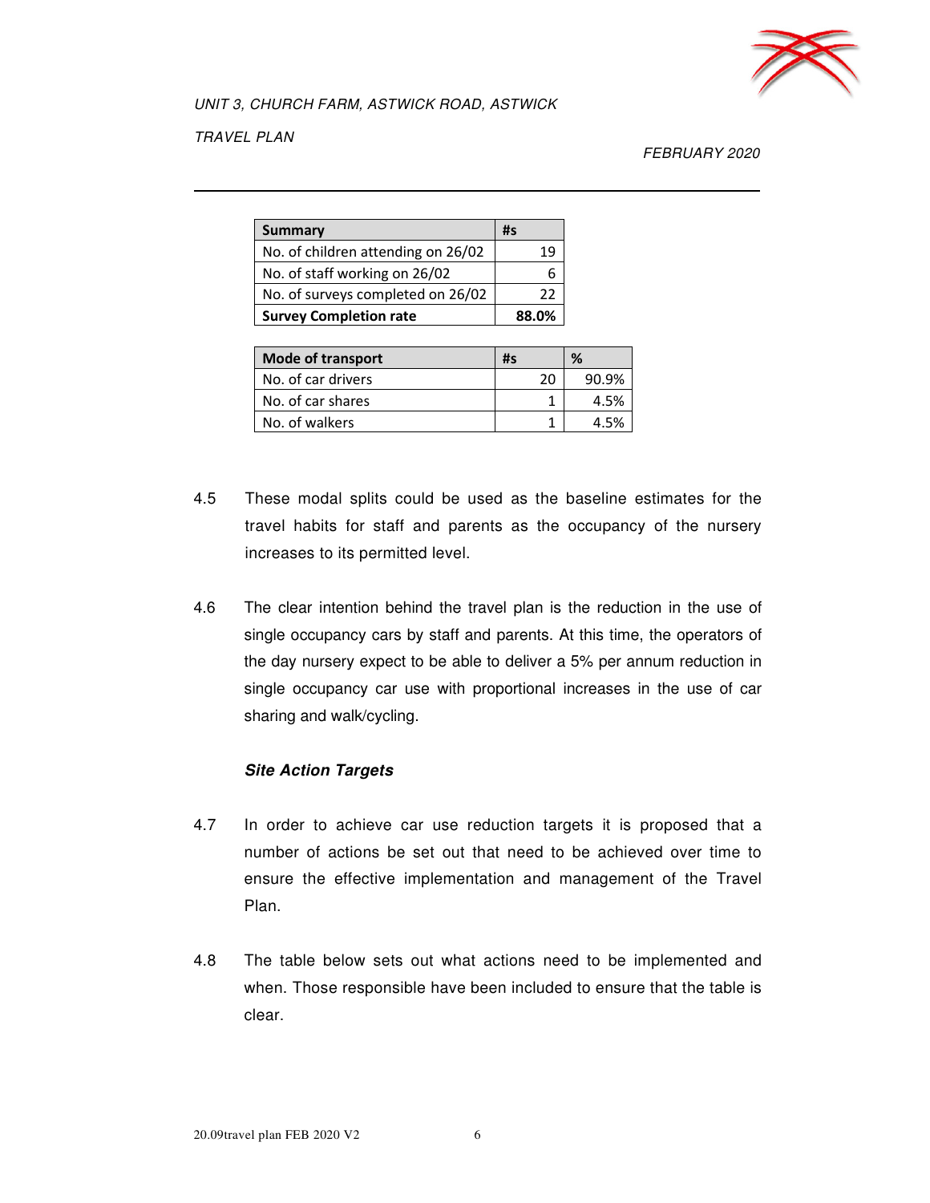| Summary | #s |
|---|---|
| No. of children attending on 26/02 | 19 |
| No. of staff working on 26/02 | 6 |
| No. of surveys completed on 26/02 | 22 |
| **Survey Completion rate** | **88.0%** |

| Mode of transport | #s | % |
|---|---|---|
| No. of car drivers | 20 | 90.9% |
| No. of car shares | 1 | 4.5% |
| No. of walkers | 1 | 4.5% |

4.5 These modal splits could be used as the baseline estimates for the travel habits for staff and parents as the occupancy of the nursery increases to its permitted level.

4.6 The clear intention behind the travel plan is the reduction in the use of single occupancy cars by staff and parents. At this time, the operators of the day nursery expect to be able to deliver a 5% per annum reduction in single occupancy car use with proportional increases in the use of car sharing and walk/cycling.

***Site Action Targets***

4.7 In order to achieve car use reduction targets it is proposed that a number of actions be set out that need to be achieved over time to ensure the effective implementation and management of the Travel Plan.

4.8 The table below sets out what actions need to be implemented and when. Those responsible have been included to ensure that the table is clear.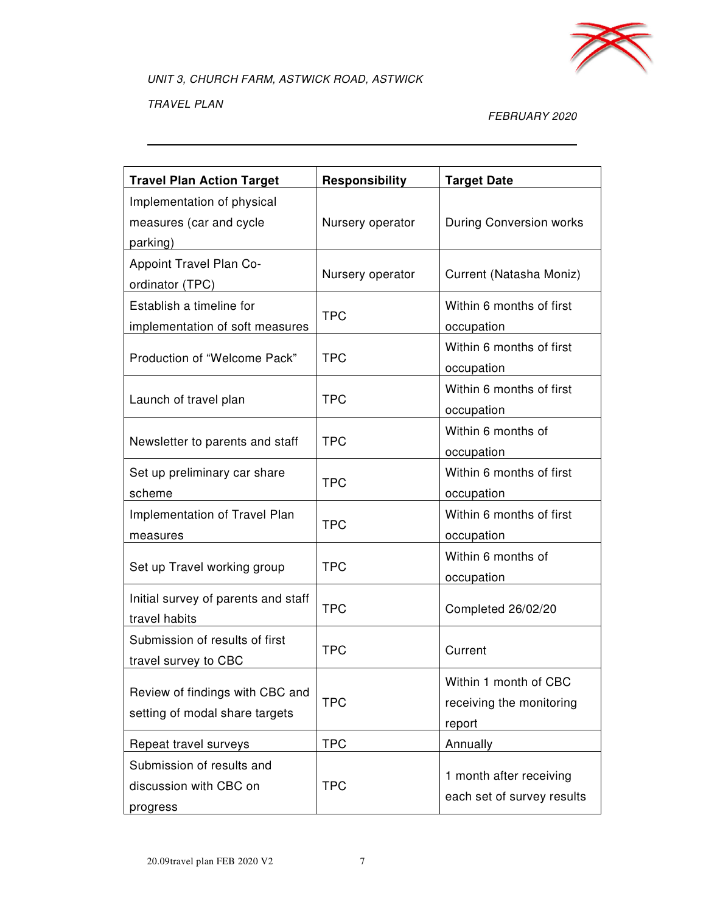| Travel Plan Action Target | Responsibility | Target Date |
|---|---|---|
| Implementation of physical measures (car and cycle parking) | Nursery operator | During Conversion works |
| Appoint Travel Plan Co-ordinator (TPC) | Nursery operator | Current (Natasha Moniz) |
| Establish a timeline for implementation of soft measures | TPC | Within 6 months of first occupation |
| Production of “Welcome Pack” | TPC | Within 6 months of first occupation |
| Launch of travel plan | TPC | Within 6 months of first occupation |
| Newsletter to parents and staff | TPC | Within 6 months of occupation |
| Set up preliminary car share scheme | TPC | Within 6 months of first occupation |
| Implementation of Travel Plan measures | TPC | Within 6 months of first occupation |
| Set up Travel working group | TPC | Within 6 months of occupation |
| Initial survey of parents and staff travel habits | TPC | Completed 26/02/20 |
| Submission of results of first travel survey to CBC | TPC | Current |
| Review of findings with CBC and setting of modal share targets | TPC | Within 1 month of CBC receiving the monitoring report |
| Repeat travel surveys | TPC | Annually |
| Submission of results and discussion with CBC on progress | TPC | 1 month after receiving each set of survey results |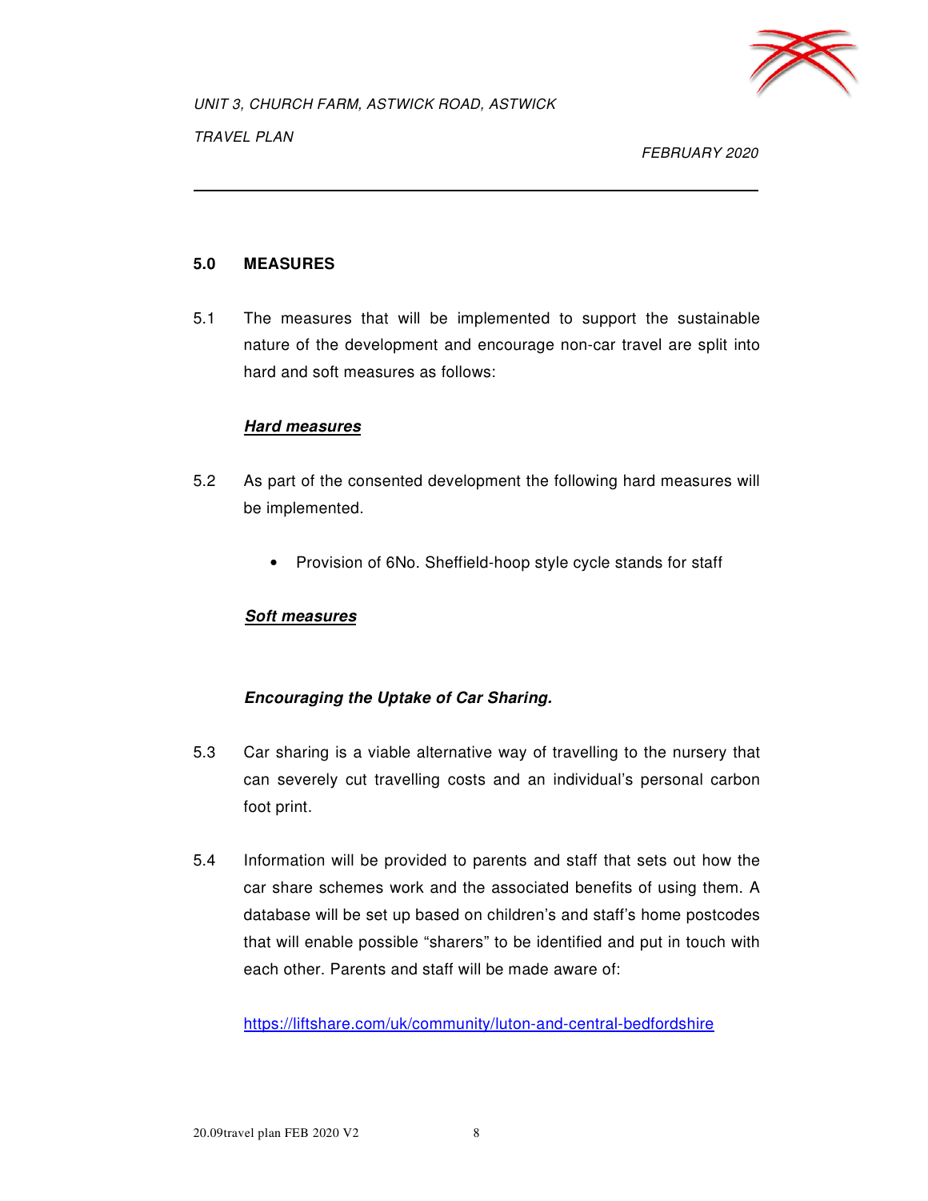## 5.0 MEASURES

5.1 The measures that will be implemented to support the sustainable nature of the development and encourage non-car travel are split into hard and soft measures as follows:

***Hard measures***

5.2 As part of the consented development the following hard measures will be implemented.

- Provision of 6No. Sheffield-hoop style cycle stands for staff

***Soft measures***

***Encouraging the Uptake of Car Sharing.***

5.3 Car sharing is a viable alternative way of travelling to the nursery that can severely cut travelling costs and an individual's personal carbon foot print.

5.4 Information will be provided to parents and staff that sets out how the car share schemes work and the associated benefits of using them. A database will be set up based on children's and staff's home postcodes that will enable possible "sharers" to be identified and put in touch with each other. Parents and staff will be made aware of:

https://liftshare.com/uk/community/luton-and-central-bedfordshire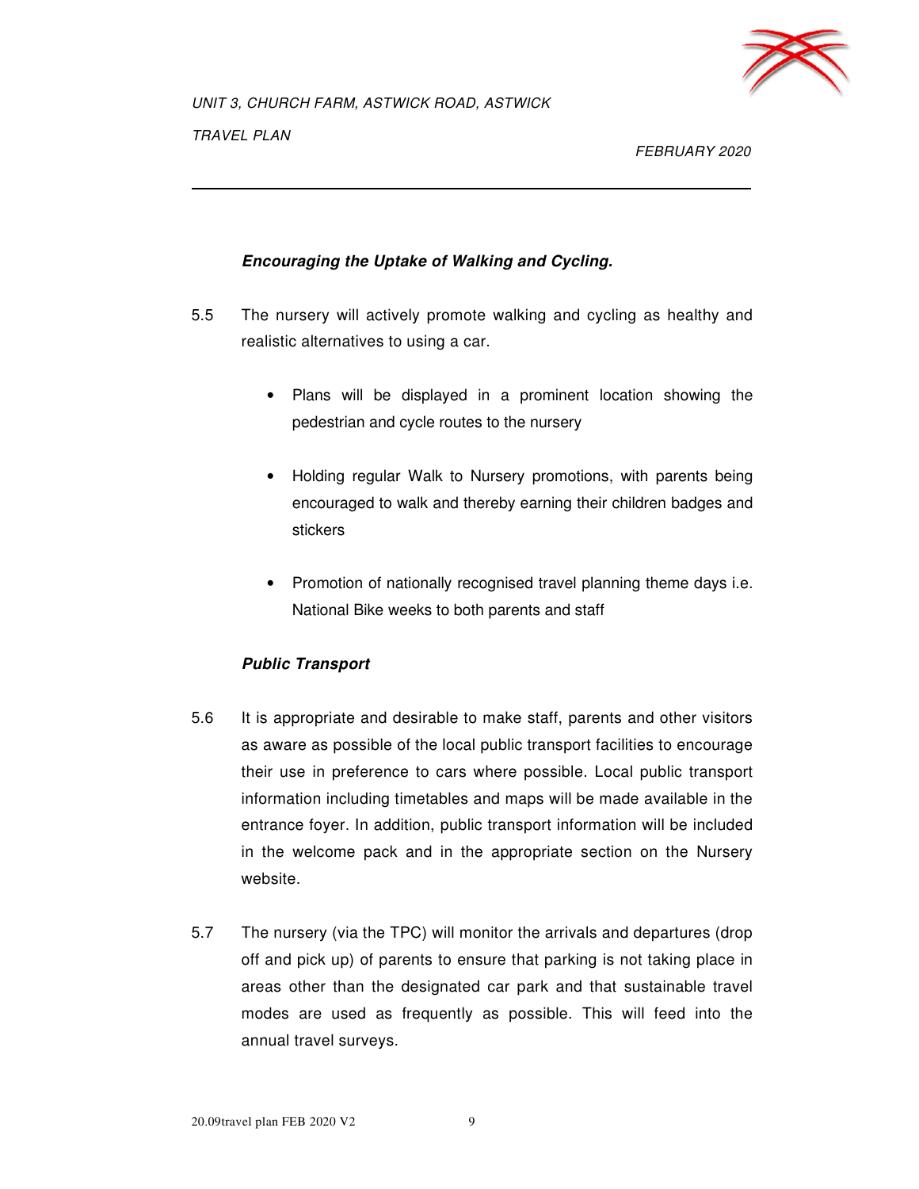***Encouraging the Uptake of Walking and Cycling.***

5.5 The nursery will actively promote walking and cycling as healthy and realistic alternatives to using a car.

- Plans will be displayed in a prominent location showing the pedestrian and cycle routes to the nursery
- Holding regular Walk to Nursery promotions, with parents being encouraged to walk and thereby earning their children badges and stickers
- Promotion of nationally recognised travel planning theme days i.e. National Bike weeks to both parents and staff

***Public Transport***

5.6 It is appropriate and desirable to make staff, parents and other visitors as aware as possible of the local public transport facilities to encourage their use in preference to cars where possible. Local public transport information including timetables and maps will be made available in the entrance foyer. In addition, public transport information will be included in the welcome pack and in the appropriate section on the Nursery website.

5.7 The nursery (via the TPC) will monitor the arrivals and departures (drop off and pick up) of parents to ensure that parking is not taking place in areas other than the designated car park and that sustainable travel modes are used as frequently as possible. This will feed into the annual travel surveys.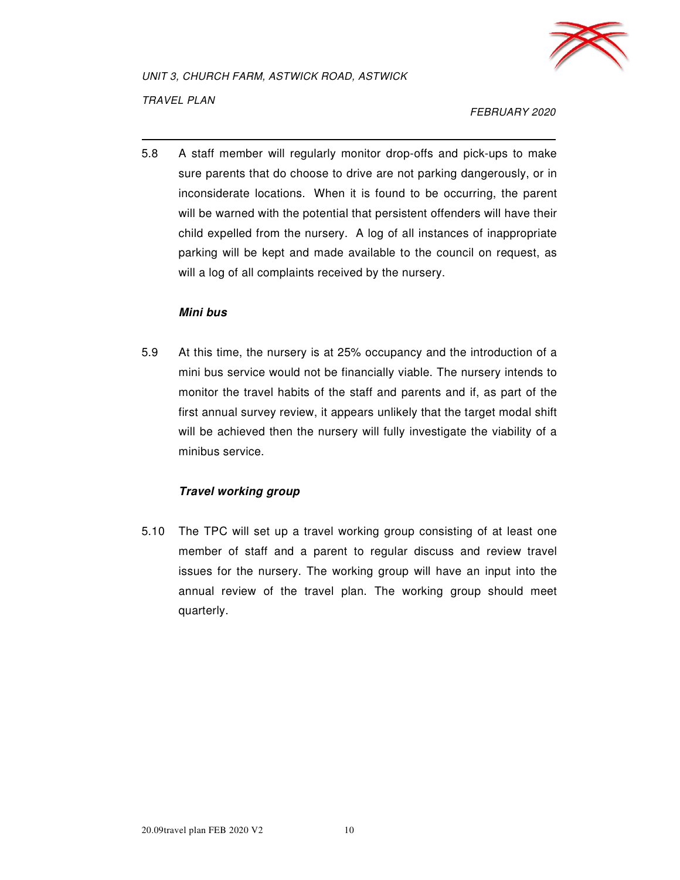5.8 A staff member will regularly monitor drop-offs and pick-ups to make sure parents that do choose to drive are not parking dangerously, or in inconsiderate locations. When it is found to be occurring, the parent will be warned with the potential that persistent offenders will have their child expelled from the nursery. A log of all instances of inappropriate parking will be kept and made available to the council on request, as will a log of all complaints received by the nursery.

***Mini bus***

5.9 At this time, the nursery is at 25% occupancy and the introduction of a mini bus service would not be financially viable. The nursery intends to monitor the travel habits of the staff and parents and if, as part of the first annual survey review, it appears unlikely that the target modal shift will be achieved then the nursery will fully investigate the viability of a minibus service.

***Travel working group***

5.10 The TPC will set up a travel working group consisting of at least one member of staff and a parent to regular discuss and review travel issues for the nursery. The working group will have an input into the annual review of the travel plan. The working group should meet quarterly.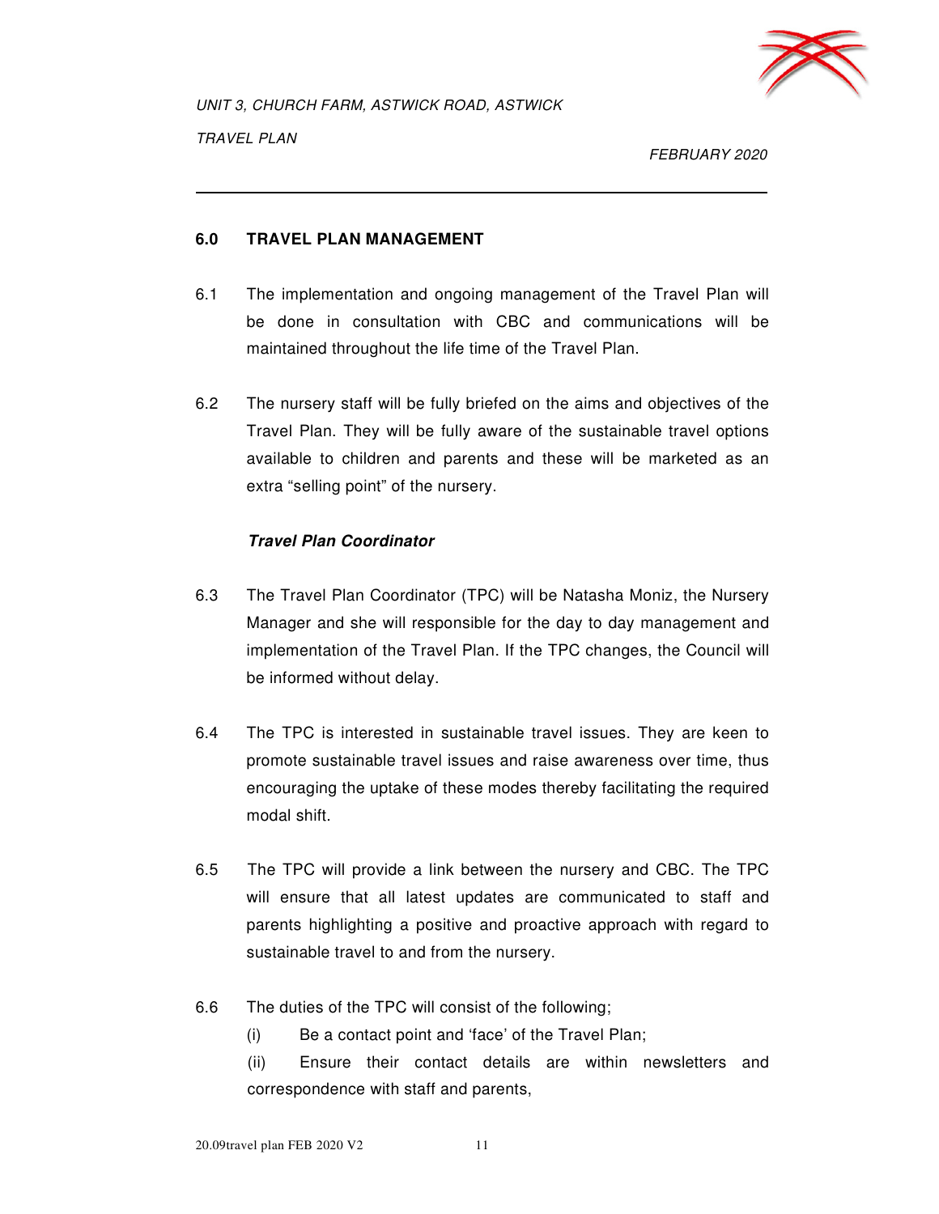## 6.0 TRAVEL PLAN MANAGEMENT

6.1 The implementation and ongoing management of the Travel Plan will be done in consultation with CBC and communications will be maintained throughout the life time of the Travel Plan.

6.2 The nursery staff will be fully briefed on the aims and objectives of the Travel Plan. They will be fully aware of the sustainable travel options available to children and parents and these will be marketed as an extra "selling point" of the nursery.

### *Travel Plan Coordinator*

6.3 The Travel Plan Coordinator (TPC) will be Natasha Moniz, the Nursery Manager and she will responsible for the day to day management and implementation of the Travel Plan. If the TPC changes, the Council will be informed without delay.

6.4 The TPC is interested in sustainable travel issues. They are keen to promote sustainable travel issues and raise awareness over time, thus encouraging the uptake of these modes thereby facilitating the required modal shift.

6.5 The TPC will provide a link between the nursery and CBC. The TPC will ensure that all latest updates are communicated to staff and parents highlighting a positive and proactive approach with regard to sustainable travel to and from the nursery.

6.6 The duties of the TPC will consist of the following;

(i) Be a contact point and 'face' of the Travel Plan;

(ii) Ensure their contact details are within newsletters and correspondence with staff and parents,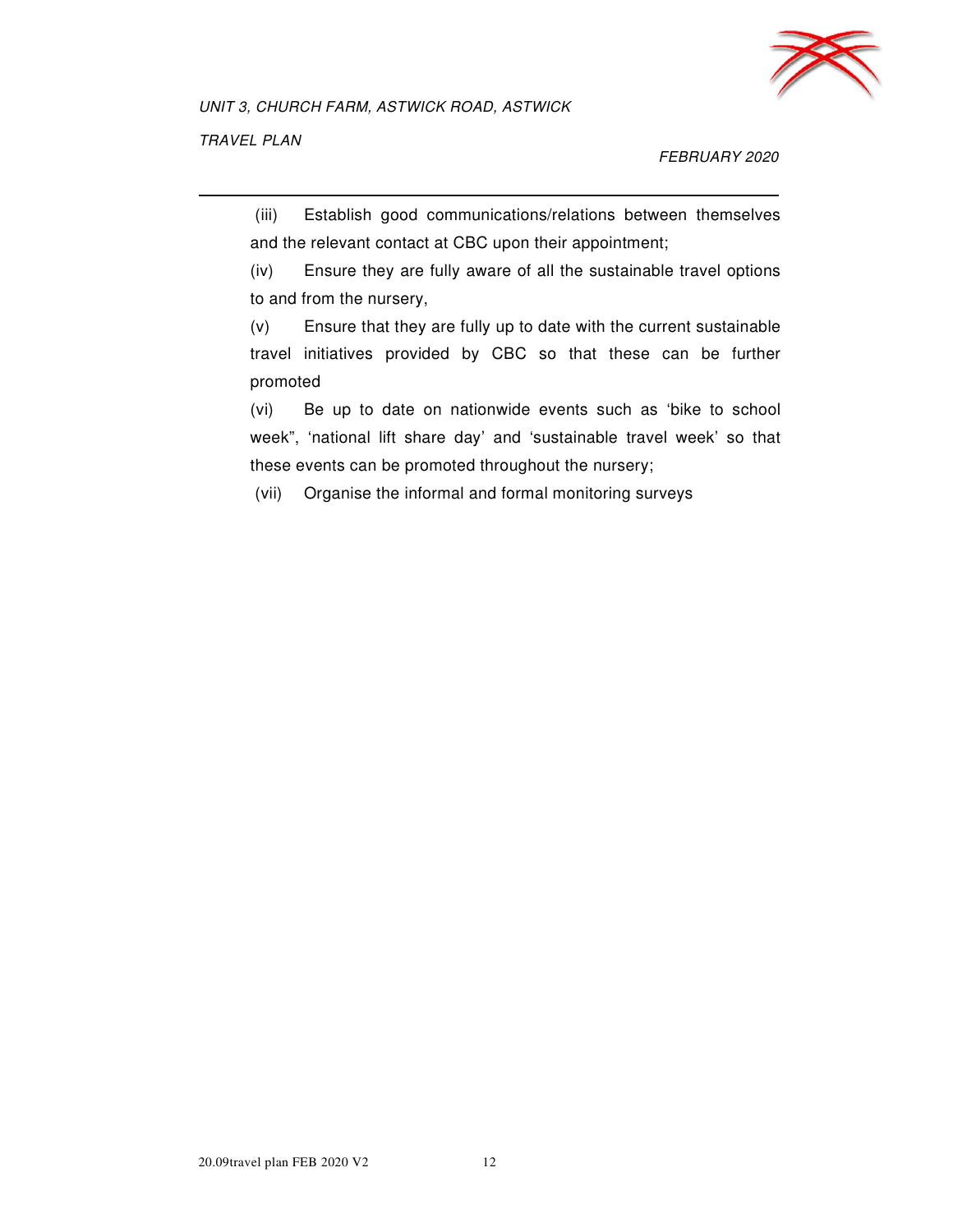(iii) Establish good communications/relations between themselves and the relevant contact at CBC upon their appointment;

(iv) Ensure they are fully aware of all the sustainable travel options to and from the nursery,

(v) Ensure that they are fully up to date with the current sustainable travel initiatives provided by CBC so that these can be further promoted

(vi) Be up to date on nationwide events such as 'bike to school week", 'national lift share day' and 'sustainable travel week' so that these events can be promoted throughout the nursery;

(vii) Organise the informal and formal monitoring surveys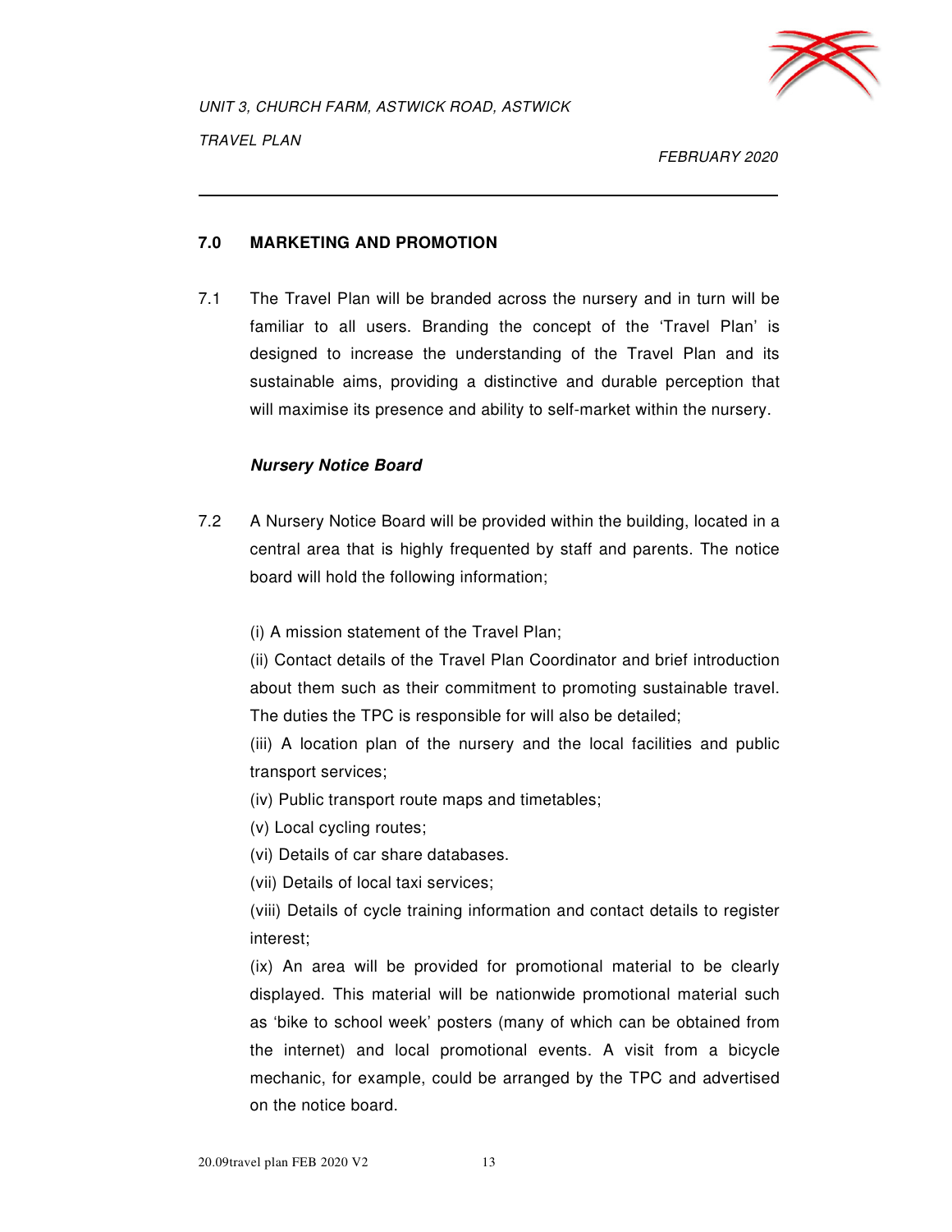## 7.0 MARKETING AND PROMOTION

7.1 The Travel Plan will be branded across the nursery and in turn will be familiar to all users. Branding the concept of the 'Travel Plan' is designed to increase the understanding of the Travel Plan and its sustainable aims, providing a distinctive and durable perception that will maximise its presence and ability to self-market within the nursery.

***Nursery Notice Board***

7.2 A Nursery Notice Board will be provided within the building, located in a central area that is highly frequented by staff and parents. The notice board will hold the following information;

(i) A mission statement of the Travel Plan;

(ii) Contact details of the Travel Plan Coordinator and brief introduction about them such as their commitment to promoting sustainable travel. The duties the TPC is responsible for will also be detailed;

(iii) A location plan of the nursery and the local facilities and public transport services;

(iv) Public transport route maps and timetables;

(v) Local cycling routes;

(vi) Details of car share databases.

(vii) Details of local taxi services;

(viii) Details of cycle training information and contact details to register interest;

(ix) An area will be provided for promotional material to be clearly displayed. This material will be nationwide promotional material such as 'bike to school week' posters (many of which can be obtained from the internet) and local promotional events. A visit from a bicycle mechanic, for example, could be arranged by the TPC and advertised on the notice board.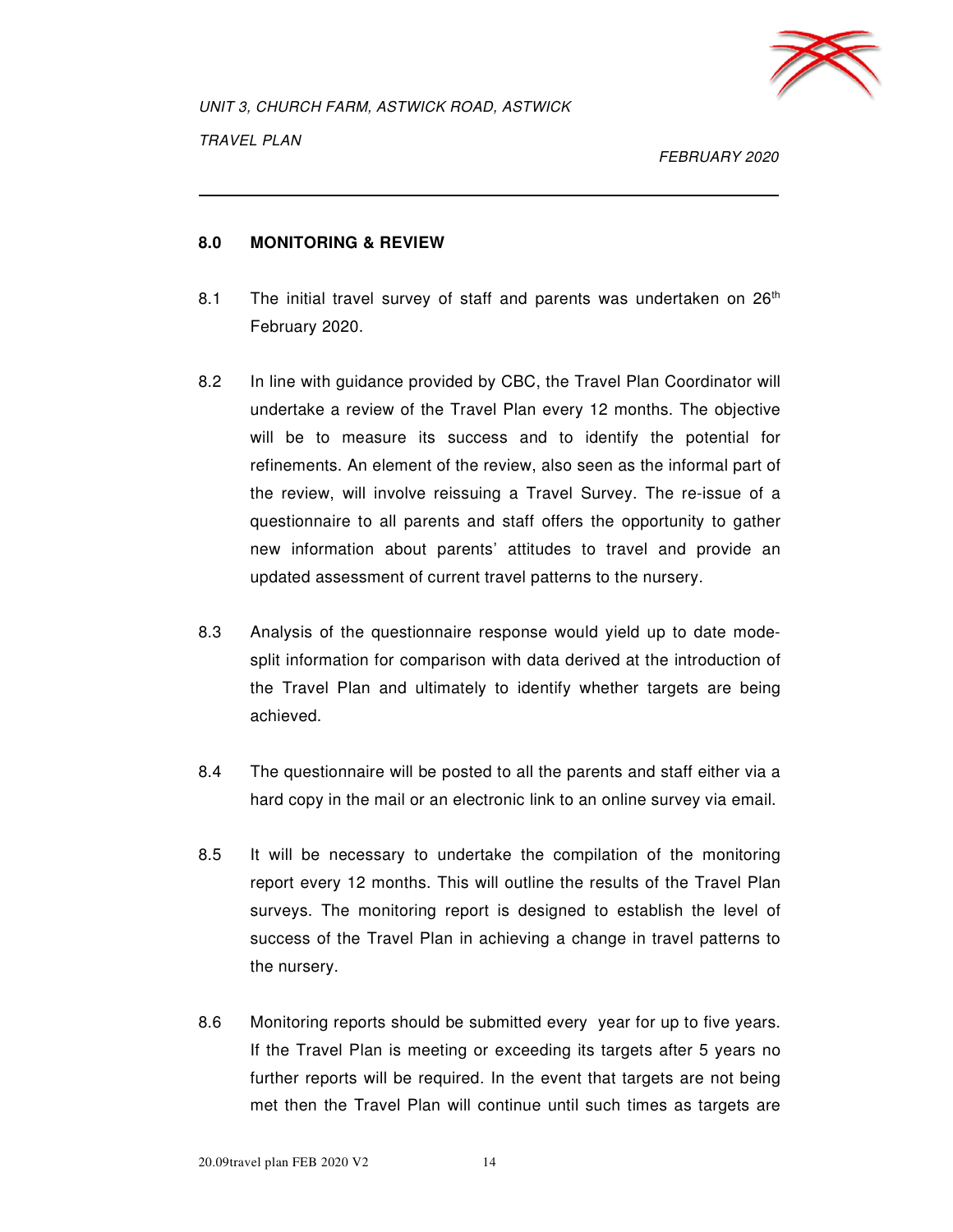## 8.0 MONITORING & REVIEW

8.1 The initial travel survey of staff and parents was undertaken on 26th February 2020.

8.2 In line with guidance provided by CBC, the Travel Plan Coordinator will undertake a review of the Travel Plan every 12 months. The objective will be to measure its success and to identify the potential for refinements. An element of the review, also seen as the informal part of the review, will involve reissuing a Travel Survey. The re-issue of a questionnaire to all parents and staff offers the opportunity to gather new information about parents' attitudes to travel and provide an updated assessment of current travel patterns to the nursery.

8.3 Analysis of the questionnaire response would yield up to date mode-split information for comparison with data derived at the introduction of the Travel Plan and ultimately to identify whether targets are being achieved.

8.4 The questionnaire will be posted to all the parents and staff either via a hard copy in the mail or an electronic link to an online survey via email.

8.5 It will be necessary to undertake the compilation of the monitoring report every 12 months. This will outline the results of the Travel Plan surveys. The monitoring report is designed to establish the level of success of the Travel Plan in achieving a change in travel patterns to the nursery.

8.6 Monitoring reports should be submitted every year for up to five years. If the Travel Plan is meeting or exceeding its targets after 5 years no further reports will be required. In the event that targets are not being met then the Travel Plan will continue until such times as targets are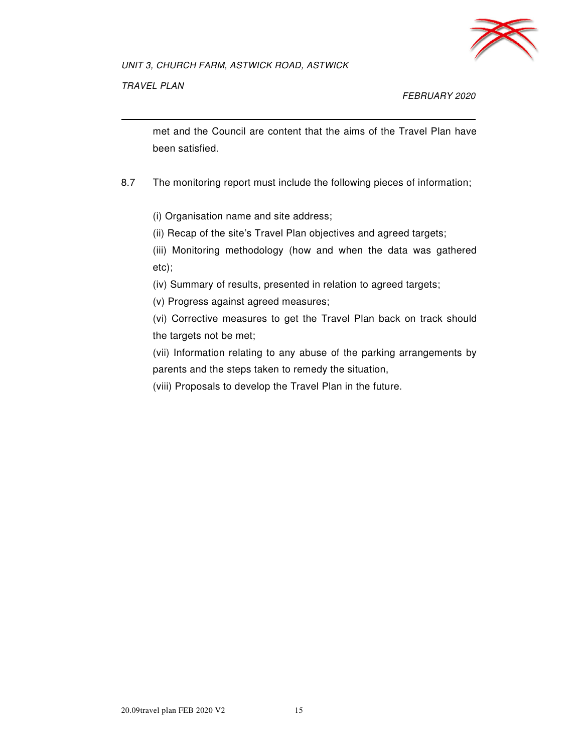met and the Council are content that the aims of the Travel Plan have been satisfied.

8.7 The monitoring report must include the following pieces of information;

(i) Organisation name and site address;

(ii) Recap of the site's Travel Plan objectives and agreed targets;

(iii) Monitoring methodology (how and when the data was gathered etc);

(iv) Summary of results, presented in relation to agreed targets;

(v) Progress against agreed measures;

(vi) Corrective measures to get the Travel Plan back on track should the targets not be met;

(vii) Information relating to any abuse of the parking arrangements by parents and the steps taken to remedy the situation,

(viii) Proposals to develop the Travel Plan in the future.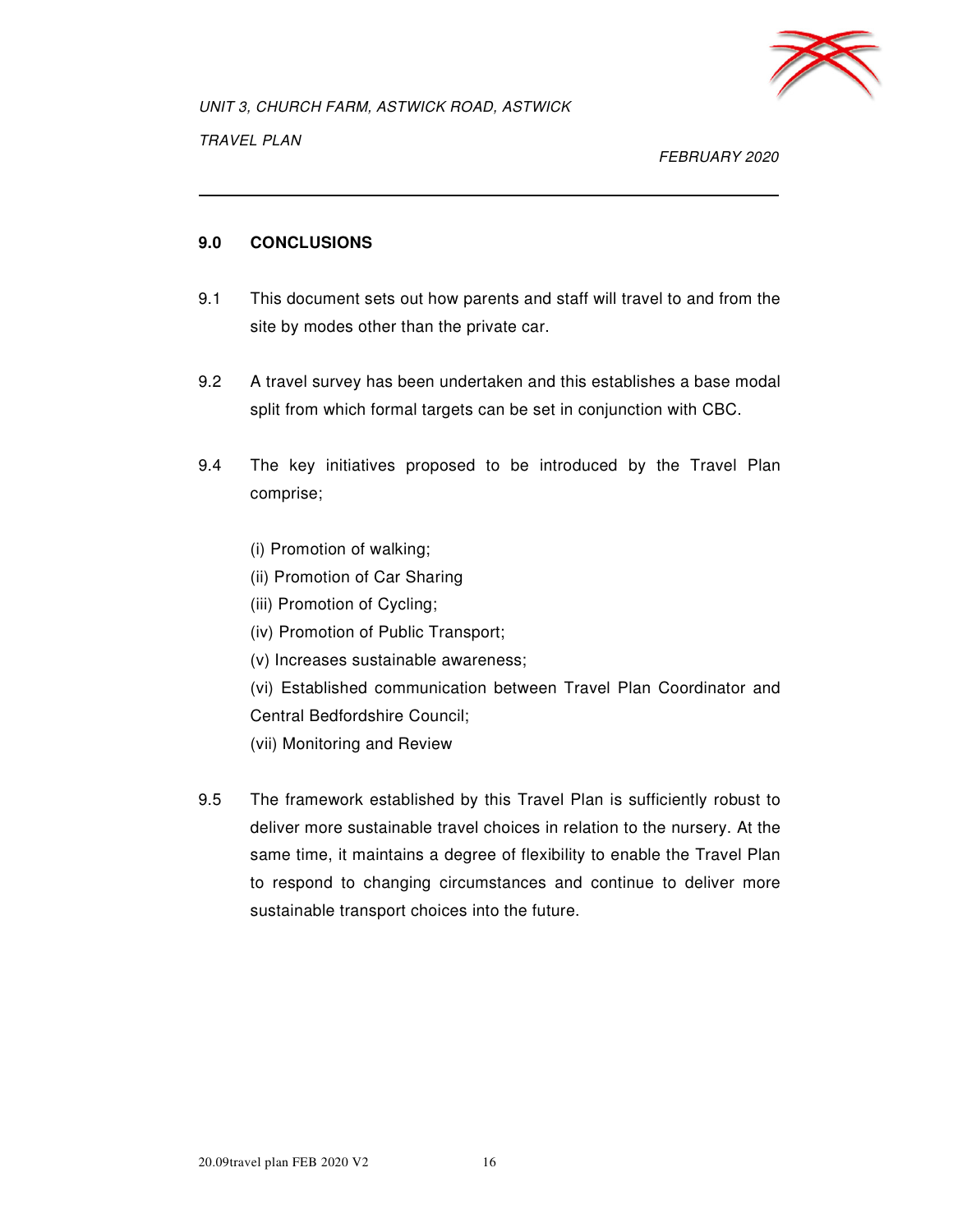## 9.0 CONCLUSIONS

9.1 This document sets out how parents and staff will travel to and from the site by modes other than the private car.

9.2 A travel survey has been undertaken and this establishes a base modal split from which formal targets can be set in conjunction with CBC.

9.4 The key initiatives proposed to be introduced by the Travel Plan comprise;

(i) Promotion of walking;
(ii) Promotion of Car Sharing
(iii) Promotion of Cycling;
(iv) Promotion of Public Transport;
(v) Increases sustainable awareness;
(vi) Established communication between Travel Plan Coordinator and Central Bedfordshire Council;
(vii) Monitoring and Review

9.5 The framework established by this Travel Plan is sufficiently robust to deliver more sustainable travel choices in relation to the nursery. At the same time, it maintains a degree of flexibility to enable the Travel Plan to respond to changing circumstances and continue to deliver more sustainable transport choices into the future.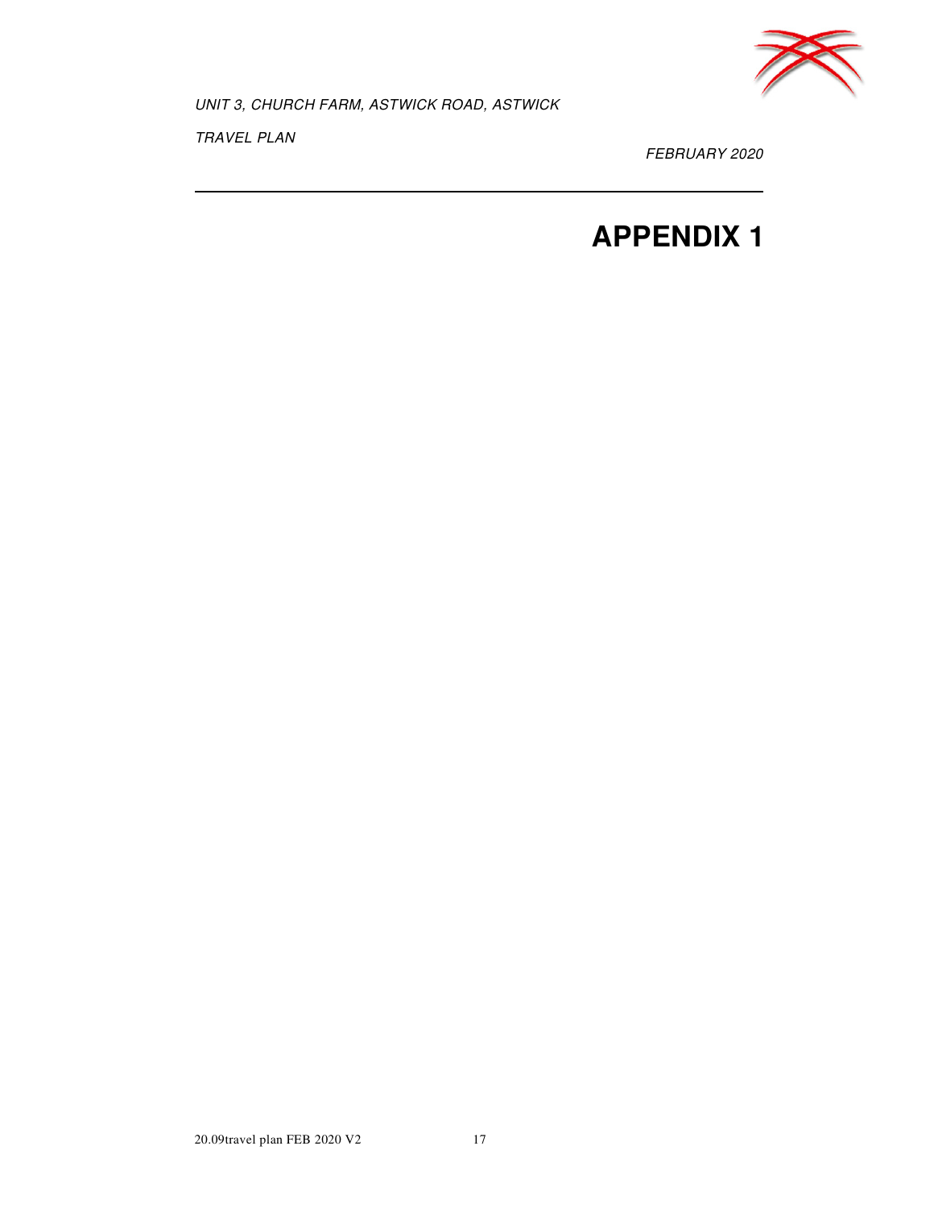# APPENDIX 1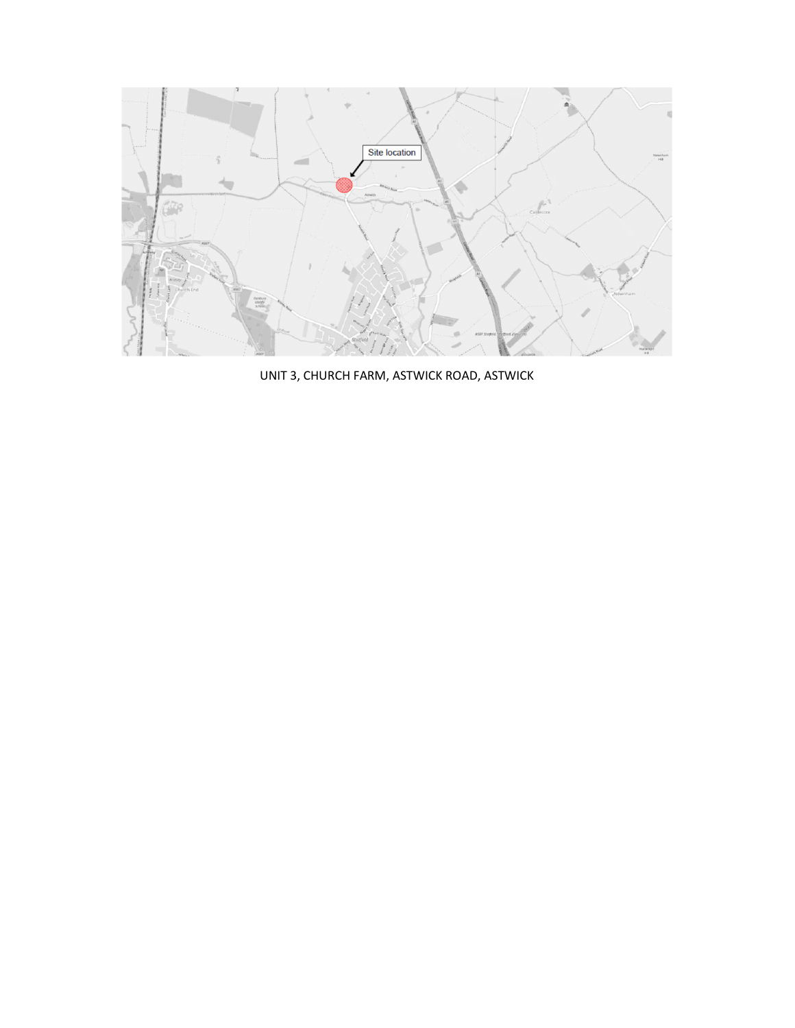UNIT 3, CHURCH FARM, ASTWICK ROAD, ASTWICK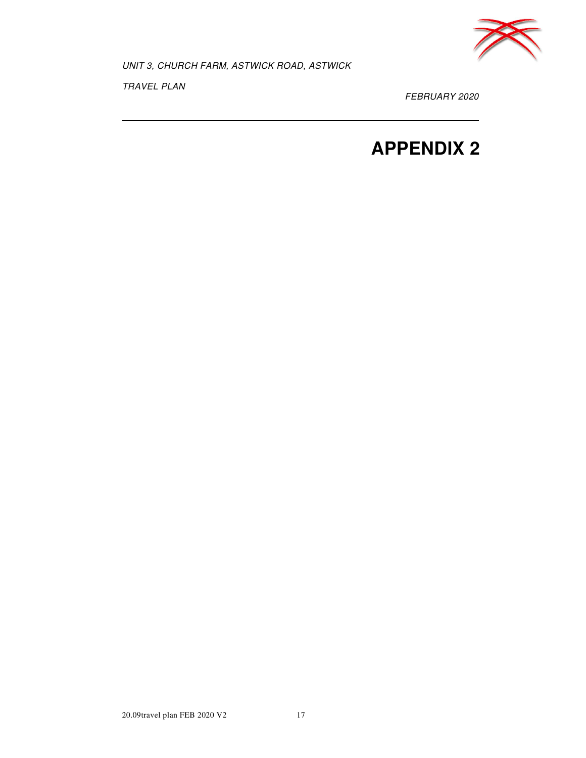# APPENDIX 2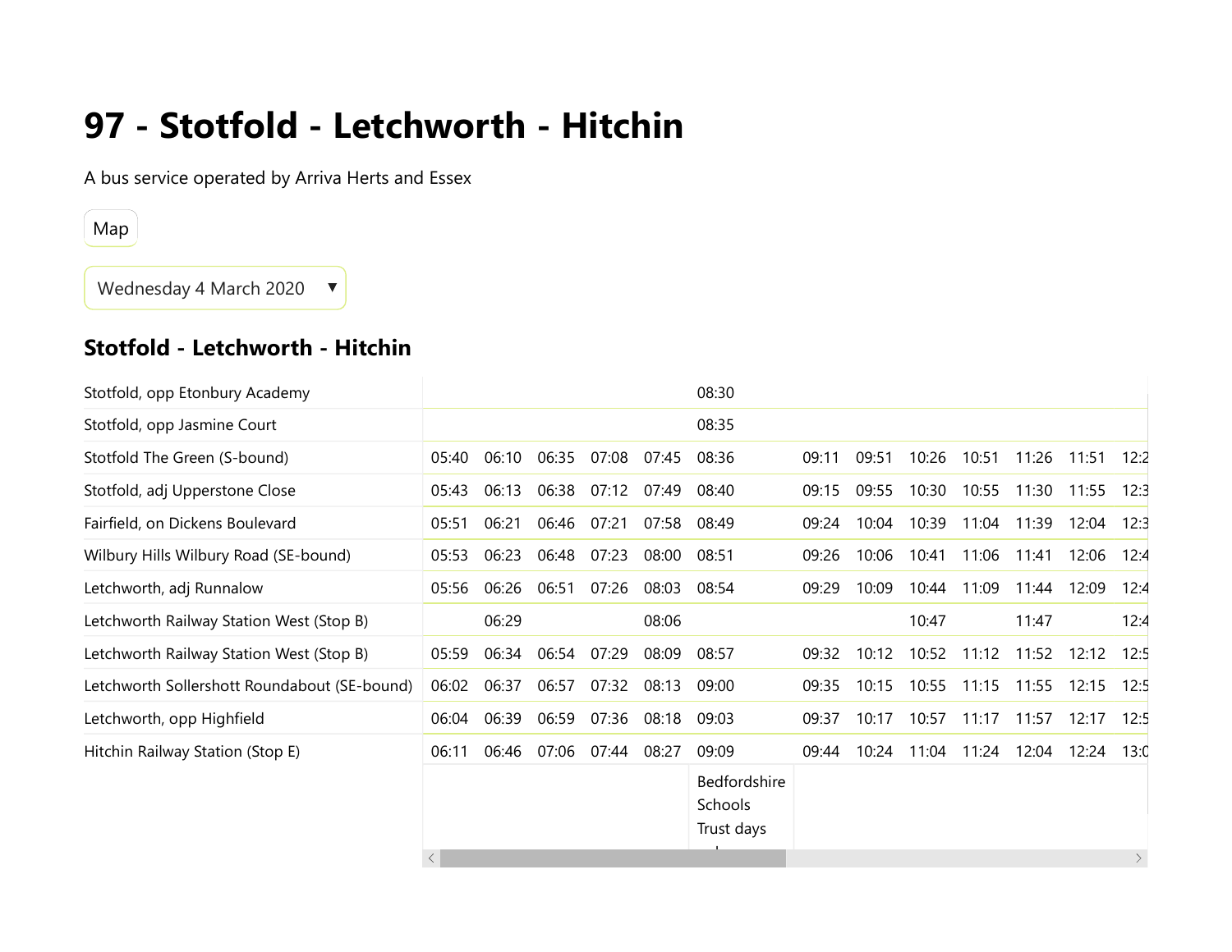# 97 - Stotfold - Letchworth - Hitchin

A bus service operated by Arriva Herts and Essex

Map

Wednesday 4 March 2020 ▼

## Stotfold - Letchworth - Hitchin

| | | | | | | | | | | | | | |
|---|---|---|---|---|---|---|---|---|---|---|---|---|---|
| Stotfold, opp Etonbury Academy | | | | | | 08:30 | | | | | | | |
| Stotfold, opp Jasmine Court | | | | | | 08:35 | | | | | | | |
| Stotfold The Green (S-bound) | 05:40 | 06:10 | 06:35 | 07:08 | 07:45 | 08:36 | 09:11 | 09:51 | 10:26 | 10:51 | 11:26 | 11:51 | 12:2 |
| Stotfold, adj Upperstone Close | 05:43 | 06:13 | 06:38 | 07:12 | 07:49 | 08:40 | 09:15 | 09:55 | 10:30 | 10:55 | 11:30 | 11:55 | 12:3 |
| Fairfield, on Dickens Boulevard | 05:51 | 06:21 | 06:46 | 07:21 | 07:58 | 08:49 | 09:24 | 10:04 | 10:39 | 11:04 | 11:39 | 12:04 | 12:3 |
| Wilbury Hills Wilbury Road (SE-bound) | 05:53 | 06:23 | 06:48 | 07:23 | 08:00 | 08:51 | 09:26 | 10:06 | 10:41 | 11:06 | 11:41 | 12:06 | 12:4 |
| Letchworth, adj Runnalow | 05:56 | 06:26 | 06:51 | 07:26 | 08:03 | 08:54 | 09:29 | 10:09 | 10:44 | 11:09 | 11:44 | 12:09 | 12:4 |
| Letchworth Railway Station West (Stop B) | | 06:29 | | | 08:06 | | | | 10:47 | | 11:47 | | 12:4 |
| Letchworth Railway Station West (Stop B) | 05:59 | 06:34 | 06:54 | 07:29 | 08:09 | 08:57 | 09:32 | 10:12 | 10:52 | 11:12 | 11:52 | 12:12 | 12:5 |
| Letchworth Sollershott Roundabout (SE-bound) | 06:02 | 06:37 | 06:57 | 07:32 | 08:13 | 09:00 | 09:35 | 10:15 | 10:55 | 11:15 | 11:55 | 12:15 | 12:5 |
| Letchworth, opp Highfield | 06:04 | 06:39 | 06:59 | 07:36 | 08:18 | 09:03 | 09:37 | 10:17 | 10:57 | 11:17 | 11:57 | 12:17 | 12:5 |
| Hitchin Railway Station (Stop E) | 06:11 | 06:46 | 07:06 | 07:44 | 08:27 | 09:09 | 09:44 | 10:24 | 11:04 | 11:24 | 12:04 | 12:24 | 13:0 |
| | | | | | | Bedfordshire Schools Trust days | | | | | | | |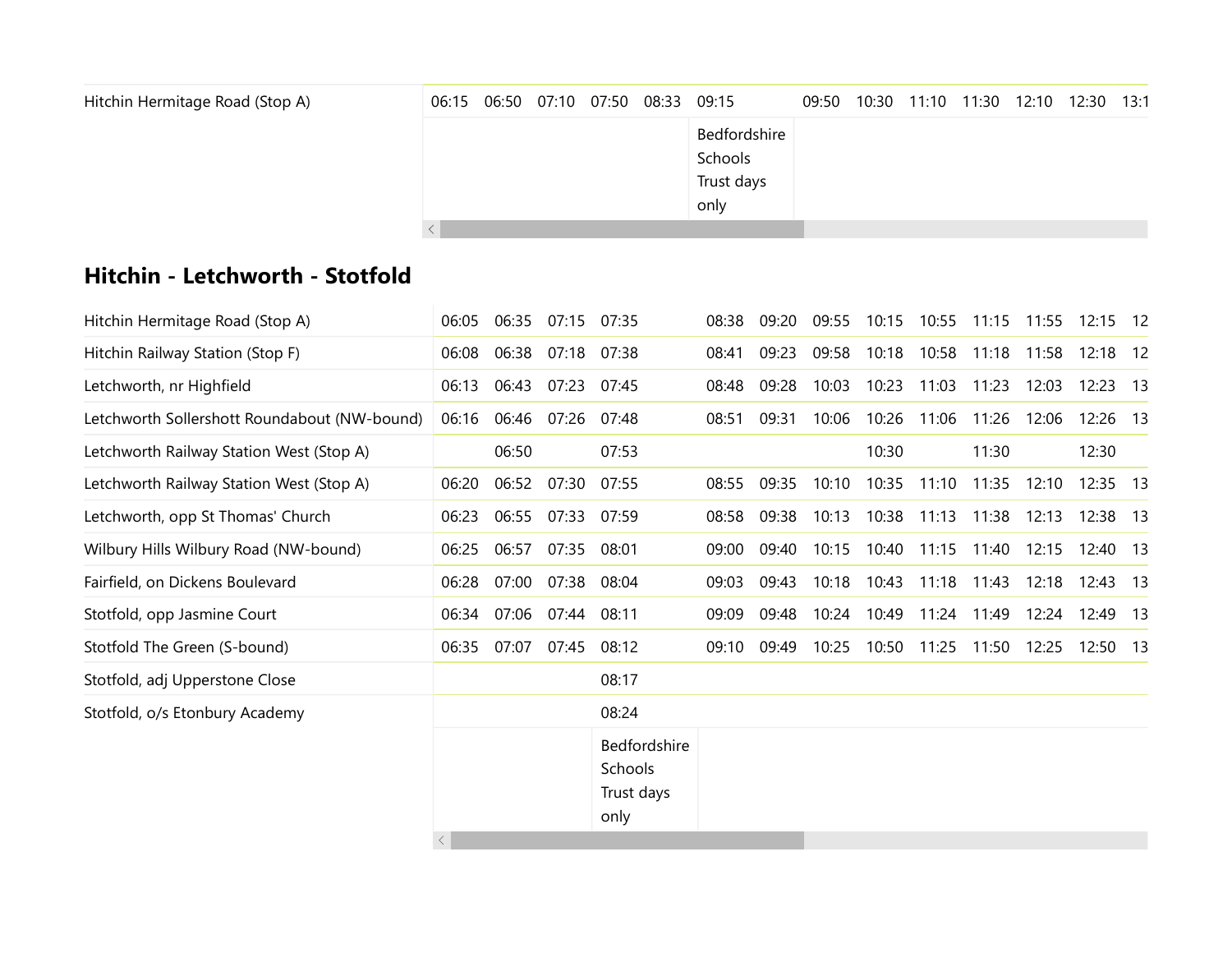| Hitchin Hermitage Road (Stop A) | 06:15 | 06:50 | 07:10 | 07:50 | 08:33 | 09:15 | 09:50 | 10:30 | 11:10 | 11:30 | 12:10 | 12:30 | 13:1 |
|---|---|---|---|---|---|---|---|---|---|---|---|---|---|
| | | | | | | Bedfordshire Schools Trust days only | | | | | | | |

## Hitchin - Letchworth - Stotfold

| Hitchin Hermitage Road (Stop A) | 06:05 | 06:35 | 07:15 | 07:35 | 08:38 | 09:20 | 09:55 | 10:15 | 10:55 | 11:15 | 11:55 | 12:15 | 12 |
|---|---|---|---|---|---|---|---|---|---|---|---|---|---|
| Hitchin Railway Station (Stop F) | 06:08 | 06:38 | 07:18 | 07:38 | 08:41 | 09:23 | 09:58 | 10:18 | 10:58 | 11:18 | 11:58 | 12:18 | 12 |
| Letchworth, nr Highfield | 06:13 | 06:43 | 07:23 | 07:45 | 08:48 | 09:28 | 10:03 | 10:23 | 11:03 | 11:23 | 12:03 | 12:23 | 13 |
| Letchworth Sollershott Roundabout (NW-bound) | 06:16 | 06:46 | 07:26 | 07:48 | 08:51 | 09:31 | 10:06 | 10:26 | 11:06 | 11:26 | 12:06 | 12:26 | 13 |
| Letchworth Railway Station West (Stop A) | | 06:50 | | 07:53 | | | | 10:30 | | 11:30 | | 12:30 | |
| Letchworth Railway Station West (Stop A) | 06:20 | 06:52 | 07:30 | 07:55 | 08:55 | 09:35 | 10:10 | 10:35 | 11:10 | 11:35 | 12:10 | 12:35 | 13 |
| Letchworth, opp St Thomas' Church | 06:23 | 06:55 | 07:33 | 07:59 | 08:58 | 09:38 | 10:13 | 10:38 | 11:13 | 11:38 | 12:13 | 12:38 | 13 |
| Wilbury Hills Wilbury Road (NW-bound) | 06:25 | 06:57 | 07:35 | 08:01 | 09:00 | 09:40 | 10:15 | 10:40 | 11:15 | 11:40 | 12:15 | 12:40 | 13 |
| Fairfield, on Dickens Boulevard | 06:28 | 07:00 | 07:38 | 08:04 | 09:03 | 09:43 | 10:18 | 10:43 | 11:18 | 11:43 | 12:18 | 12:43 | 13 |
| Stotfold, opp Jasmine Court | 06:34 | 07:06 | 07:44 | 08:11 | 09:09 | 09:48 | 10:24 | 10:49 | 11:24 | 11:49 | 12:24 | 12:49 | 13 |
| Stotfold The Green (S-bound) | 06:35 | 07:07 | 07:45 | 08:12 | 09:10 | 09:49 | 10:25 | 10:50 | 11:25 | 11:50 | 12:25 | 12:50 | 13 |
| Stotfold, adj Upperstone Close | | | | 08:17 | | | | | | | | | |
| Stotfold, o/s Etonbury Academy | | | | 08:24 | | | | | | | | | |
| | | | | Bedfordshire Schools Trust days only | | | | | | | | | |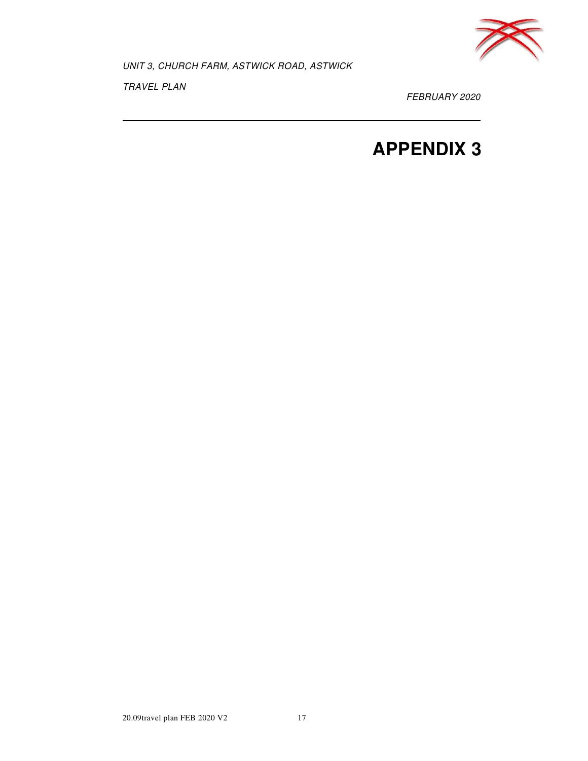# APPENDIX 3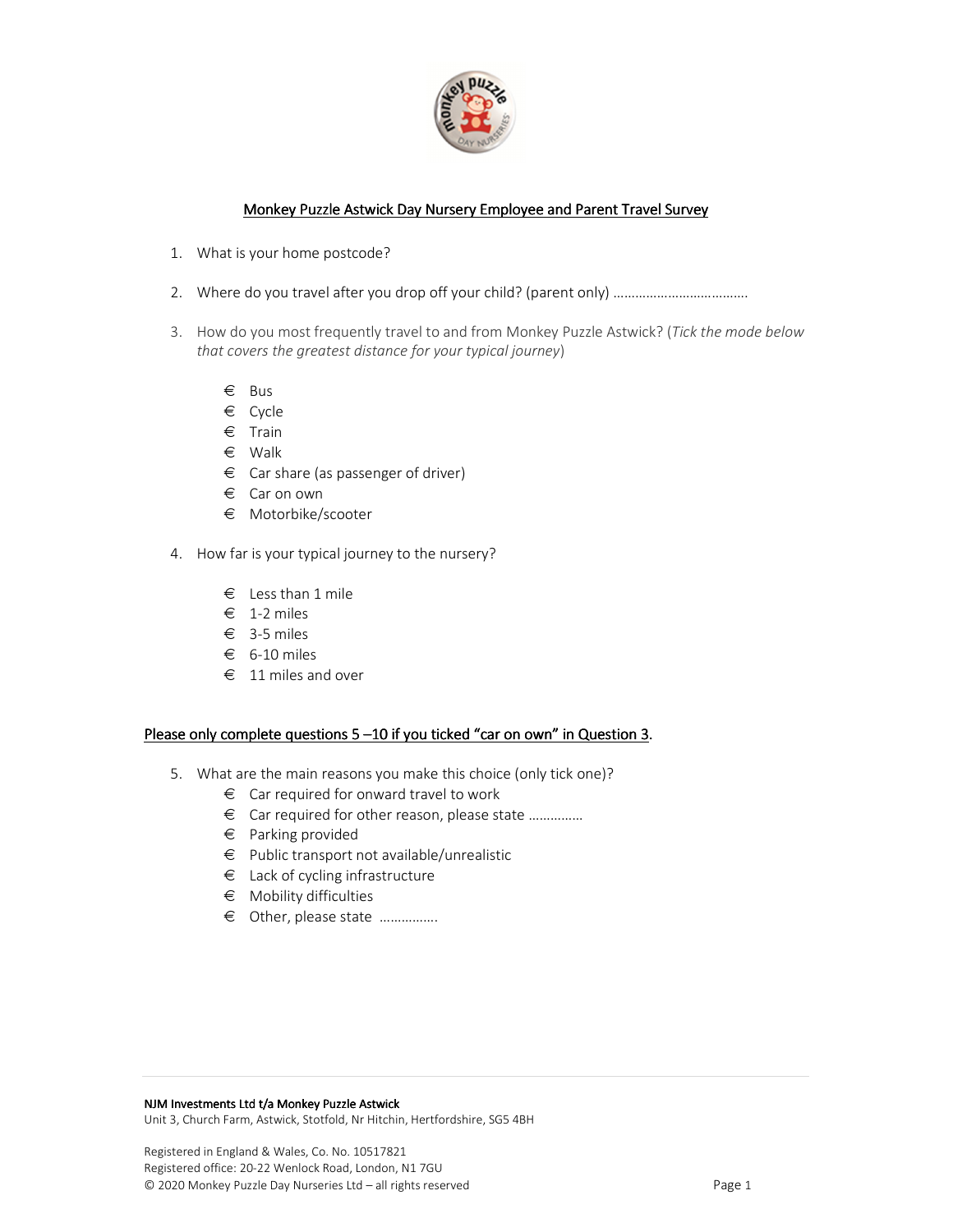# Monkey Puzzle Astwick Day Nursery Employee and Parent Travel Survey

1. What is your home postcode?

2. Where do you travel after you drop off your child? (parent only) ……………………………….

3. How do you most frequently travel to and from Monkey Puzzle Astwick? (*Tick the mode below that covers the greatest distance for your typical journey*)

   - € Bus
   - € Cycle
   - € Train
   - € Walk
   - € Car share (as passenger of driver)
   - € Car on own
   - € Motorbike/scooter

4. How far is your typical journey to the nursery?

   - € Less than 1 mile
   - € 1-2 miles
   - € 3-5 miles
   - € 6-10 miles
   - € 11 miles and over

Please only complete questions 5 –10 if you ticked "car on own" in Question 3.

5. What are the main reasons you make this choice (only tick one)?
   - € Car required for onward travel to work
   - € Car required for other reason, please state ……………
   - € Parking provided
   - € Public transport not available/unrealistic
   - € Lack of cycling infrastructure
   - € Mobility difficulties
   - € Other, please state …………….

NJM Investments Ltd t/a Monkey Puzzle Astwick
Unit 3, Church Farm, Astwick, Stotfold, Nr Hitchin, Hertfordshire, SG5 4BH

Registered in England & Wales, Co. No. 10517821
Registered office: 20-22 Wenlock Road, London, N1 7GU
© 2020 Monkey Puzzle Day Nurseries Ltd – all rights reserved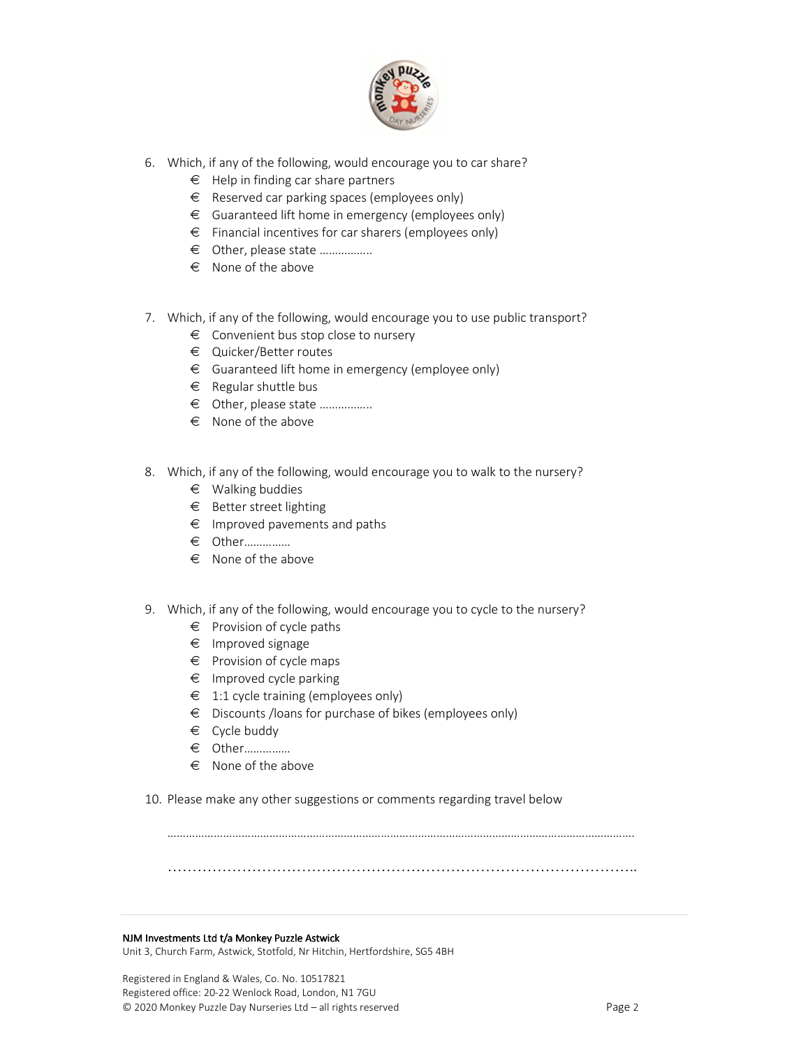6. Which, if any of the following, would encourage you to car share?
   - € Help in finding car share partners
   - € Reserved car parking spaces (employees only)
   - € Guaranteed lift home in emergency (employees only)
   - € Financial incentives for car sharers (employees only)
   - € Other, please state ……………..
   - € None of the above

7. Which, if any of the following, would encourage you to use public transport?
   - € Convenient bus stop close to nursery
   - € Quicker/Better routes
   - € Guaranteed lift home in emergency (employee only)
   - € Regular shuttle bus
   - € Other, please state ……………..
   - € None of the above

8. Which, if any of the following, would encourage you to walk to the nursery?
   - € Walking buddies
   - € Better street lighting
   - € Improved pavements and paths
   - € Other……………
   - € None of the above

9. Which, if any of the following, would encourage you to cycle to the nursery?
   - € Provision of cycle paths
   - € Improved signage
   - € Provision of cycle maps
   - € Improved cycle parking
   - € 1:1 cycle training (employees only)
   - € Discounts /loans for purchase of bikes (employees only)
   - € Cycle buddy
   - € Other……………
   - € None of the above

10. Please make any other suggestions or comments regarding travel below

……………………………………………………………………………………………………………………………………

……………………………………………………………………………………………

NJM Investments Ltd t/a Monkey Puzzle Astwick
Unit 3, Church Farm, Astwick, Stotfold, Nr Hitchin, Hertfordshire, SG5 4BH

Registered in England & Wales, Co. No. 10517821
Registered office: 20-22 Wenlock Road, London, N1 7GU
© 2020 Monkey Puzzle Day Nurseries Ltd – all rights reserved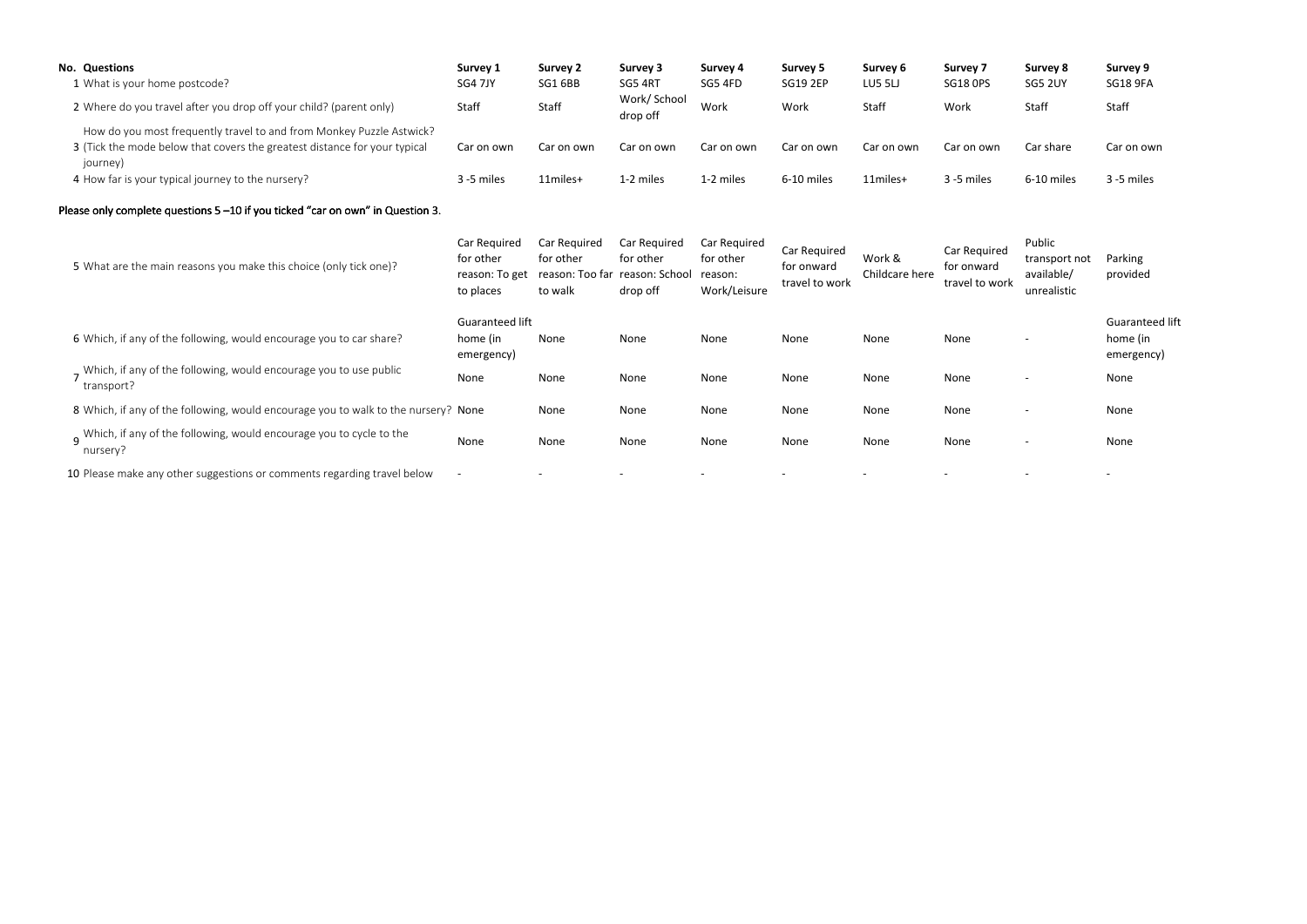| No. | Questions | Survey 1 | Survey 2 | Survey 3 | Survey 4 | Survey 5 | Survey 6 | Survey 7 | Survey 8 | Survey 9 |
|---|---|---|---|---|---|---|---|---|---|---|
| 1 | What is your home postcode? | SG4 7JY | SG1 6BB | SG5 4RT | SG5 4FD | SG19 2EP | LU5 5LJ | SG18 0PS | SG5 2UY | SG18 9FA |
| 2 | Where do you travel after you drop off your child? (parent only) | Staff | Staff | Work/ School drop off | Work | Work | Staff | Work | Staff | Staff |
| 3 | How do you most frequently travel to and from Monkey Puzzle Astwick? (Tick the mode below that covers the greatest distance for your typical journey) | Car on own | Car on own | Car on own | Car on own | Car on own | Car on own | Car on own | Car share | Car on own |
| 4 | How far is your typical journey to the nursery? | 3 -5 miles | 11miles+ | 1-2 miles | 1-2 miles | 6-10 miles | 11miles+ | 3 -5 miles | 6-10 miles | 3 -5 miles |

Please only complete questions 5 –10 if you ticked "car on own" in Question 3.

| No. | Questions | Survey 1 | Survey 2 | Survey 3 | Survey 4 | Survey 5 | Survey 6 | Survey 7 | Survey 8 | Survey 9 |
|---|---|---|---|---|---|---|---|---|---|---|
| 5 | What are the main reasons you make this choice (only tick one)? | Car Required for other reason: To get to places | Car Required for other reason: Too far to walk | Car Required for other reason: School drop off | Car Required for other reason: Work/Leisure | Car Required for onward travel to work | Work & Childcare here | Car Required for onward travel to work | Public transport not available/ unrealistic | Parking provided |
| 6 | Which, if any of the following, would encourage you to car share? | Guaranteed lift home (in emergency) | None | None | None | None | None | None | - | Guaranteed lift home (in emergency) |
| 7 | Which, if any of the following, would encourage you to use public transport? | None | None | None | None | None | None | None | - | None |
| 8 | Which, if any of the following, would encourage you to walk to the nursery? | None | None | None | None | None | None | None | - | None |
| 9 | Which, if any of the following, would encourage you to cycle to the nursery? | None | None | None | None | None | None | None | - | None |
| 10 | Please make any other suggestions or comments regarding travel below | - | - | - | - | - | - | - | - | - |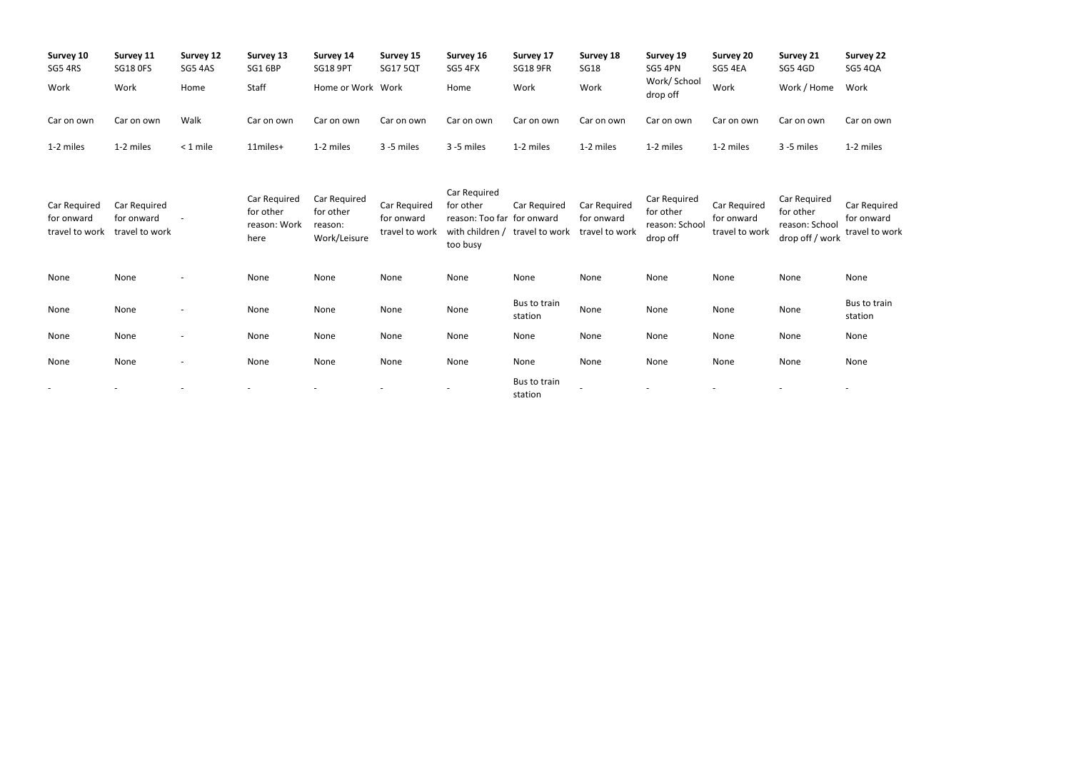| Survey 10 SG5 4RS | Survey 11 SG18 0FS | Survey 12 SG5 4AS | Survey 13 SG1 6BP | Survey 14 SG18 9PT | Survey 15 SG17 5QT | Survey 16 SG5 4FX | Survey 17 SG18 9FR | Survey 18 SG18 | Survey 19 SG5 4PN | Survey 20 SG5 4EA | Survey 21 SG5 4GD | Survey 22 SG5 4QA |
|---|---|---|---|---|---|---|---|---|---|---|---|---|
| Work | Work | Home | Staff | Home or Work | Work | Home | Work | Work | Work/ School drop off | Work | Work / Home | Work |
| Car on own | Car on own | Walk | Car on own | Car on own | Car on own | Car on own | Car on own | Car on own | Car on own | Car on own | Car on own | Car on own |
| 1-2 miles | 1-2 miles | < 1 mile | 11miles+ | 1-2 miles | 3 -5 miles | 3 -5 miles | 1-2 miles | 1-2 miles | 1-2 miles | 1-2 miles | 3 -5 miles | 1-2 miles |
| Car Required for onward travel to work | Car Required for onward travel to work | - | Car Required for other reason: Work here | Car Required for other reason: Work/Leisure | Car Required for onward travel to work | Car Required for other reason: Too far with children / too busy | Car Required for onward travel to work | Car Required for onward travel to work | Car Required for other reason: School drop off | Car Required for onward travel to work | Car Required for other reason: School drop off / work | Car Required for onward travel to work |
| None | None | - | None | None | None | None | None | None | None | None | None | None |
| None | None | - | None | None | None | None | Bus to train station | None | None | None | None | Bus to train station |
| None | None | - | None | None | None | None | None | None | None | None | None | None |
| None | None | - | None | None | None | None | None | None | None | None | None | None |
| - | - | - | - | - | - | - | Bus to train station | - | - | - | - | - |